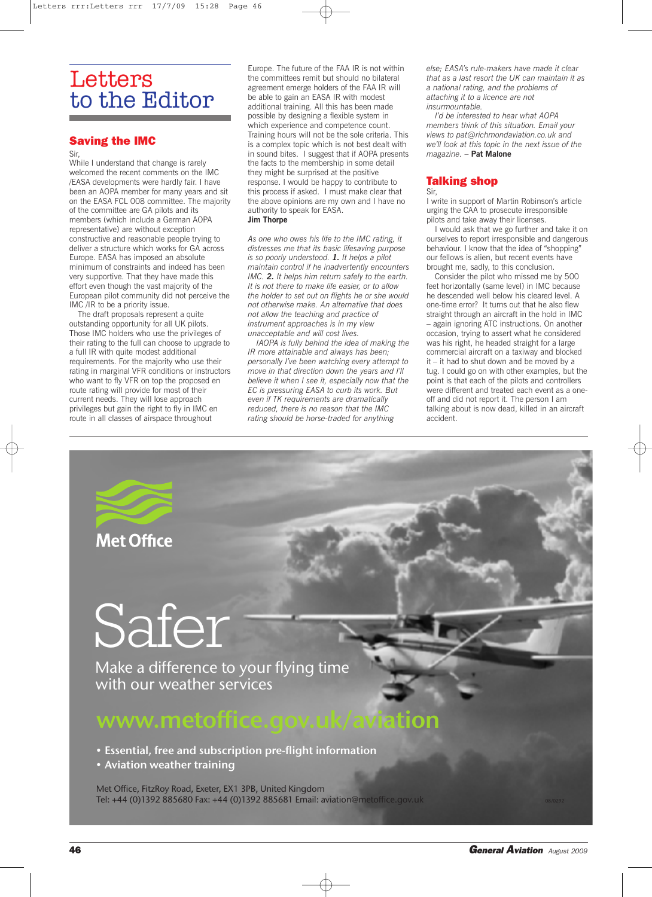# Letters to the Editor

## Saving the IMC

Sir,

While I understand that change is rarely welcomed the recent comments on the IMC /EASA developments were hardly fair. I have been an AOPA member for many years and sit on the EASA FCL 008 committee. The majority of the committee are GA pilots and its members (which include a German AOPA representative) are without exception constructive and reasonable people trying to deliver a structure which works for GA across Europe. EASA has imposed an absolute minimum of constraints and indeed has been very supportive. That they have made this effort even though the vast majority of the European pilot community did not perceive the IMC /IR to be a priority issue.

The draft proposals represent a quite outstanding opportunity for all UK pilots. Those IMC holders who use the privileges of their rating to the full can choose to upgrade to a full IR with quite modest additional requirements. For the majority who use their rating in marginal VFR conditions or instructors who want to fly VFR on top the proposed en route rating will provide for most of their current needs. They will lose approach privileges but gain the right to fly in IMC en route in all classes of airspace throughout Europe. The future of the FAA IR is not within the committees remit but should no bilateral agreement emerge holders of the FAA IR will be able to gain an EASA IR with modest additional training. All this has been made possible by designing a flexible system in which experience and competence count. Training hours will not be the sole criteria. This is a complex topic which is not best dealt with in sound bites. I suggest that if AOPA presents the facts to the membership in some detail they might be surprised at the positive response. I would be happy to contribute to this process if asked. I must make clear that the above opinions are my own and I have no authority to speak for EASA.

**Jim Thorpe**

*As one who owes his life to the IMC rating, it distresses me that its basic lifesaving purpose is so poorly understood.* ***1.*** *It helps a pilot maintain control if he inadvertently encounters IMC.* ***2.*** *It helps him return safely to the earth. It is not there to make life easier, or to allow the holder to set out on flights he or she would not otherwise make. An alternative that does not allow the teaching and practice of instrument approaches is in my view unacceptable and will cost lives.*

*IAOPA is fully behind the idea of making the IR more attainable and always has been; personally I've been watching every attempt to move in that direction down the years and I'll believe it when I see it, especially now that the EC is pressuring EASA to curb its work. But even if TK requirements are dramatically reduced, there is no reason that the IMC rating should be horse-traded for anything else; EASA's rule-makers have made it clear that as a last resort the UK can maintain it as a national rating, and the problems of attaching it to a licence are not insurmountable.*

*I'd be interested to hear what AOPA members think of this situation. Email your views to pat@richmondaviation.co.uk and we'll look at this topic in the next issue of the magazine.* – **Pat Malone**

## Talking shop

Sir,

I write in support of Martin Robinson's article urging the CAA to prosecute irresponsible pilots and take away their licenses.

I would ask that we go further and take it on ourselves to report irresponsible and dangerous behaviour. I know that the idea of "shopping" our fellows is alien, but recent events have brought me, sadly, to this conclusion.

Consider the pilot who missed me by 500 feet horizontally (same level) in IMC because he descended well below his cleared level. A one-time error? It turns out that he also flew straight through an aircraft in the hold in IMC – again ignoring ATC instructions. On another occasion, trying to assert what he considered was his right, he headed straight for a large commercial aircraft on a taxiway and blocked it – it had to shut down and be moved by a tug. I could go on with other examples, but the point is that each of the pilots and controllers were different and treated each event as a one-off and did not report it. The person I am talking about is now dead, killed in an aircraft accident.

Met Office

Safer

Make a difference to your flying time with our weather services

www.metoffice.gov.uk/aviation

- Essential, free and subscription pre-flight information
- Aviation weather training

Met Office, FitzRoy Road, Exeter, EX1 3PB, United Kingdom
Tel: +44 (0)1392 885680 Fax: +44 (0)1392 885681 Email: aviation@metoffice.gov.uk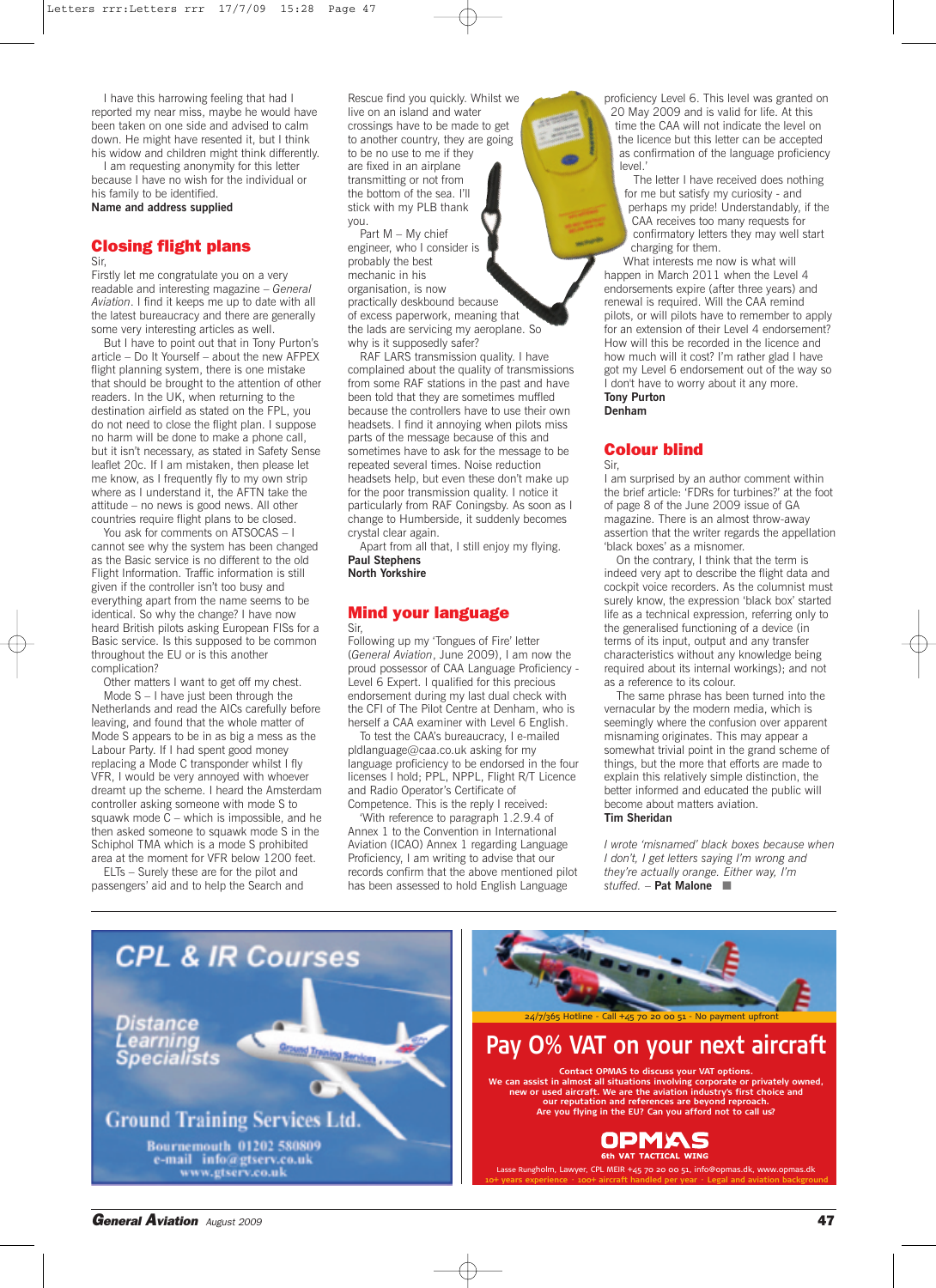I have this harrowing feeling that had I reported my near miss, maybe he would have been taken on one side and advised to calm down. He might have resented it, but I think his widow and children might think differently.

I am requesting anonymity for this letter because I have no wish for the individual or his family to be identified.

**Name and address supplied**

## Closing flight plans

Sir,

Firstly let me congratulate you on a very readable and interesting magazine – *General Aviation*. I find it keeps me up to date with all the latest bureaucracy and there are generally some very interesting articles as well.

But I have to point out that in Tony Purton's article – Do It Yourself – about the new AFPEX flight planning system, there is one mistake that should be brought to the attention of other readers. In the UK, when returning to the destination airfield as stated on the FPL, you do not need to close the flight plan. I suppose no harm will be done to make a phone call, but it isn't necessary, as stated in Safety Sense leaflet 20c. If I am mistaken, then please let me know, as I frequently fly to my own strip where as I understand it, the AFTN take the attitude – no news is good news. All other countries require flight plans to be closed.

You ask for comments on ATSOCAS – I cannot see why the system has been changed as the Basic service is no different to the old Flight Information. Traffic information is still given if the controller isn't too busy and everything apart from the name seems to be identical. So why the change? I have now heard British pilots asking European FISs for a Basic service. Is this supposed to be common throughout the EU or is this another complication?

Other matters I want to get off my chest. Mode S – I have just been through the Netherlands and read the AICs carefully before leaving, and found that the whole matter of Mode S appears to be in as big a mess as the Labour Party. If I had spent good money replacing a Mode C transponder whilst I fly VFR, I would be very annoyed with whoever dreamt up the scheme. I heard the Amsterdam controller asking someone with mode S to squawk mode C – which is impossible, and he then asked someone to squawk mode S in the Schiphol TMA which is a mode S prohibited area at the moment for VFR below 1200 feet.

ELTs – Surely these are for the pilot and passengers' aid and to help the Search and Rescue find you quickly. Whilst we live on an island and water crossings have to be made to get to another country, they are going to be no use to me if they are fixed in an airplane transmitting or not from the bottom of the sea. I'll stick with my PLB thank you.

Part M – My chief engineer, who I consider is probably the best mechanic in his organisation, is now practically deskbound because of excess paperwork, meaning that the lads are servicing my aeroplane. So why is it supposedly safer?

RAF LARS transmission quality. I have complained about the quality of transmissions from some RAF stations in the past and have been told that they are sometimes muffled because the controllers have to use their own headsets. I find it annoying when pilots miss parts of the message because of this and sometimes have to ask for the message to be repeated several times. Noise reduction headsets help, but even these don't make up for the poor transmission quality. I notice it particularly from RAF Coningsby. As soon as I change to Humberside, it suddenly becomes crystal clear again.

Apart from all that, I still enjoy my flying.

**Paul Stephens**
**North Yorkshire**

## Mind your language

Sir,

Following up my 'Tongues of Fire' letter (*General Aviation*, June 2009), I am now the proud possessor of CAA Language Proficiency - Level 6 Expert. I qualified for this precious endorsement during my last dual check with the CFI of The Pilot Centre at Denham, who is herself a CAA examiner with Level 6 English.

To test the CAA's bureaucracy, I e-mailed pldlanguage@caa.co.uk asking for my language proficiency to be endorsed in the four licenses I hold; PPL, NPPL, Flight R/T Licence and Radio Operator's Certificate of Competence. This is the reply I received:

'With reference to paragraph 1.2.9.4 of Annex 1 to the Convention in International Aviation (ICAO) Annex 1 regarding Language Proficiency, I am writing to advise that our records confirm that the above mentioned pilot has been assessed to hold English Language proficiency Level 6. This level was granted on 20 May 2009 and is valid for life. At this time the CAA will not indicate the level on the licence but this letter can be accepted as confirmation of the language proficiency level.'

The letter I have received does nothing for me but satisfy my curiosity - and perhaps my pride! Understandably, if the CAA receives too many requests for confirmatory letters they may well start charging for them.

What interests me now is what will happen in March 2011 when the Level 4 endorsements expire (after three years) and renewal is required. Will the CAA remind pilots, or will pilots have to remember to apply for an extension of their Level 4 endorsement? How will this be recorded in the licence and how much will it cost? I'm rather glad I have got my Level 6 endorsement out of the way so I don't have to worry about it any more.

**Tony Purton**
**Denham**

## Colour blind

Sir,

I am surprised by an author comment within the brief article: 'FDRs for turbines?' at the foot of page 8 of the June 2009 issue of GA magazine. There is an almost throw-away assertion that the writer regards the appellation 'black boxes' as a misnomer.

On the contrary, I think that the term is indeed very apt to describe the flight data and cockpit voice recorders. As the columnist must surely know, the expression 'black box' started life as a technical expression, referring only to the generalised functioning of a device (in terms of its input, output and any transfer characteristics without any knowledge being required about its internal workings); and not as a reference to its colour.

The same phrase has been turned into the vernacular by the modern media, which is seemingly where the confusion over apparent misnaming originates. This may appear a somewhat trivial point in the grand scheme of things, but the more that efforts are made to explain this relatively simple distinction, the better informed and educated the public will become about matters aviation.

**Tim Sheridan**

*I wrote 'misnamed' black boxes because when I don't, I get letters saying I'm wrong and they're actually orange. Either way, I'm stuffed.* – **Pat Malone** ■

CPL & IR Courses

Distance Learning Specialists

Ground Training Services Ltd.

Bournemouth 01202 580809
e-mail info@gtserv.co.uk
www.gtserv.co.uk

24/7/365 Hotline · Call +45 70 20 00 51 · No payment upfront

Pay 0% VAT on your next aircraft

Contact OPMAS to discuss your VAT options.
We can assist in almost all situations involving corporate or privately owned, new or used aircraft. We are the aviation industry's first choice and our reputation and references are beyond reproach.
Are you flying in the EU? Can you afford not to call us?

OPMAS
6th VAT TACTICAL WING

Lasse Rungholm, Lawyer, CPL MEIR +45 70 20 00 51, info@opmas.dk, www.opmas.dk
10+ years experience · 100+ aircraft handled per year · Legal and aviation background